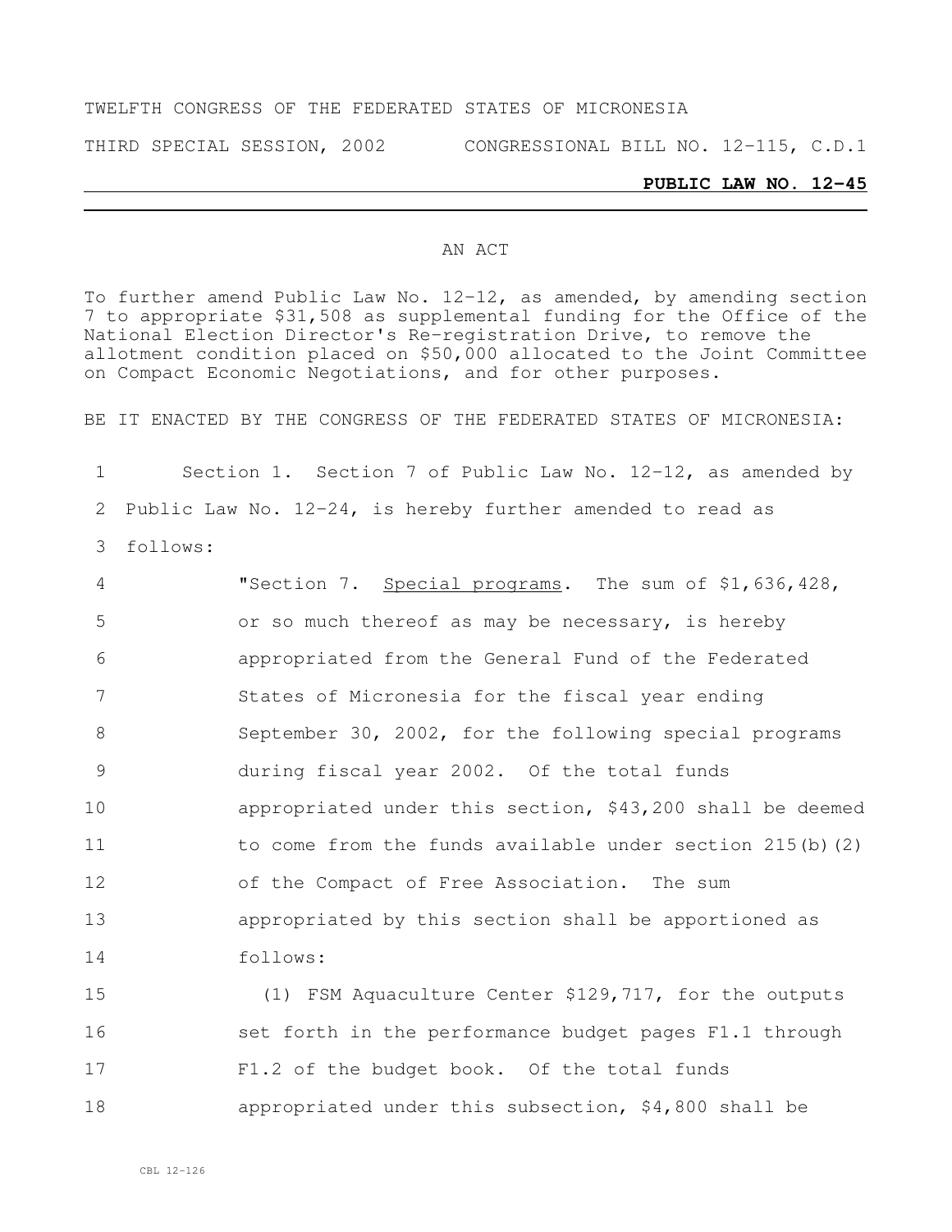TWELFTH CONGRESS OF THE FEDERATED STATES OF MICRONESIA

THIRD SPECIAL SESSION, 2002 CONGRESSIONAL BILL NO. 12-115, C.D.1

**PUBLIC LAW NO. 12-45**

AN ACT

To further amend Public Law No. 12-12, as amended, by amending section 7 to appropriate $31,508 as supplemental funding for the Office of the National Election Director's Re-registration Drive, to remove the allotment condition placed on $50,000 allocated to the Joint Committee on Compact Economic Negotiations, and for other purposes.

BE IT ENACTED BY THE CONGRESS OF THE FEDERATED STATES OF MICRONESIA:

Section 1. Section 7 of Public Law No. 12-12, as amended by Public Law No. 12-24, is hereby further amended to read as follows:

"Section 7. Special programs. The sum of $1,636,428, or so much thereof as may be necessary, is hereby appropriated from the General Fund of the Federated States of Micronesia for the fiscal year ending September 30, 2002, for the following special programs during fiscal year 2002. Of the total funds appropriated under this section, $43,200 shall be deemed to come from the funds available under section 215(b)(2) of the Compact of Free Association. The sum appropriated by this section shall be apportioned as follows:

(1) FSM Aquaculture Center $129,717, for the outputs set forth in the performance budget pages F1.1 through F1.2 of the budget book. Of the total funds appropriated under this subsection, $4,800 shall be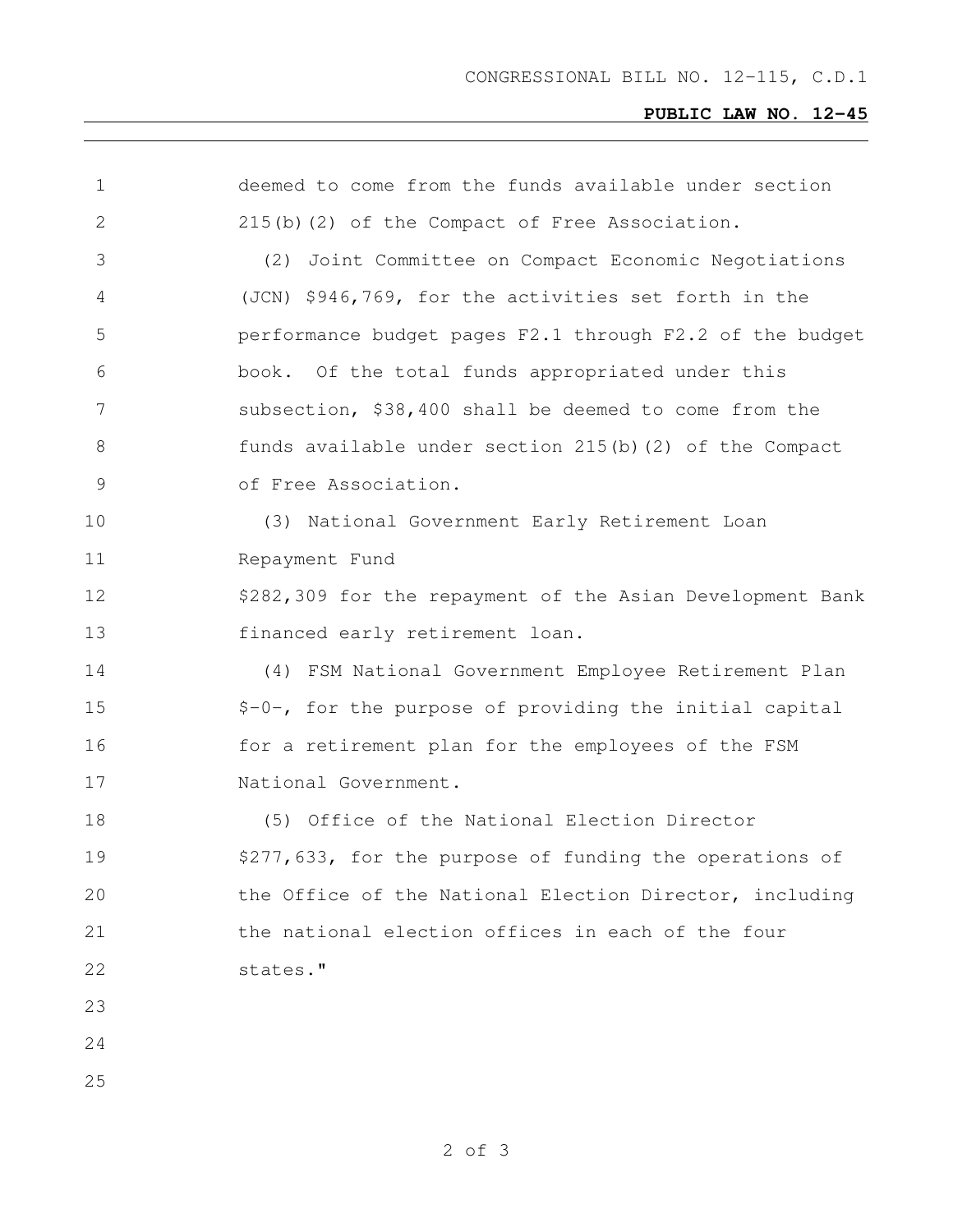deemed to come from the funds available under section 215(b)(2) of the Compact of Free Association.

(2) Joint Committee on Compact Economic Negotiations (JCN) $946,769, for the activities set forth in the performance budget pages F2.1 through F2.2 of the budget book. Of the total funds appropriated under this subsection, $38,400 shall be deemed to come from the funds available under section 215(b)(2) of the Compact of Free Association.

(3) National Government Early Retirement Loan Repayment Fund

$282,309 for the repayment of the Asian Development Bank financed early retirement loan.

(4) FSM National Government Employee Retirement Plan $-0-, for the purpose of providing the initial capital for a retirement plan for the employees of the FSM National Government.

(5) Office of the National Election Director $277,633, for the purpose of funding the operations of the Office of the National Election Director, including the national election offices in each of the four states."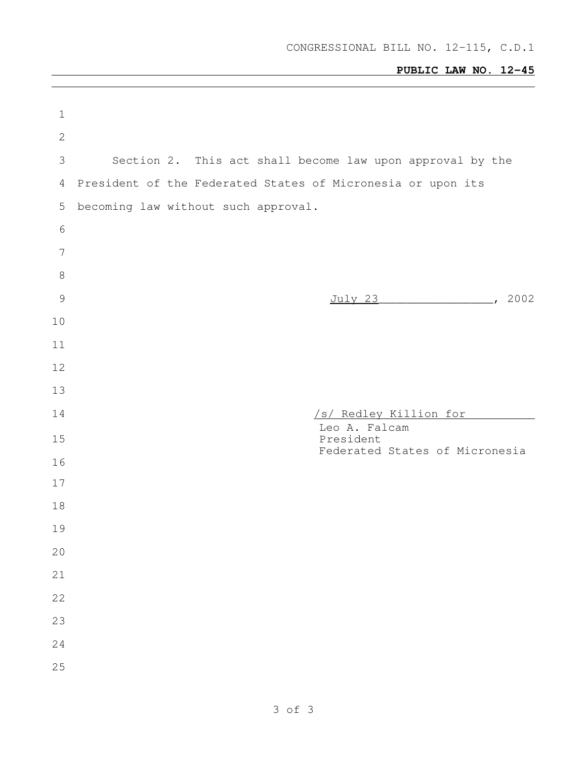Section 2. This act shall become law upon approval by the President of the Federated States of Micronesia or upon its becoming law without such approval.

July 23, 2002

/s/ Redley Killion for
Leo A. Falcam
President
Federated States of Micronesia